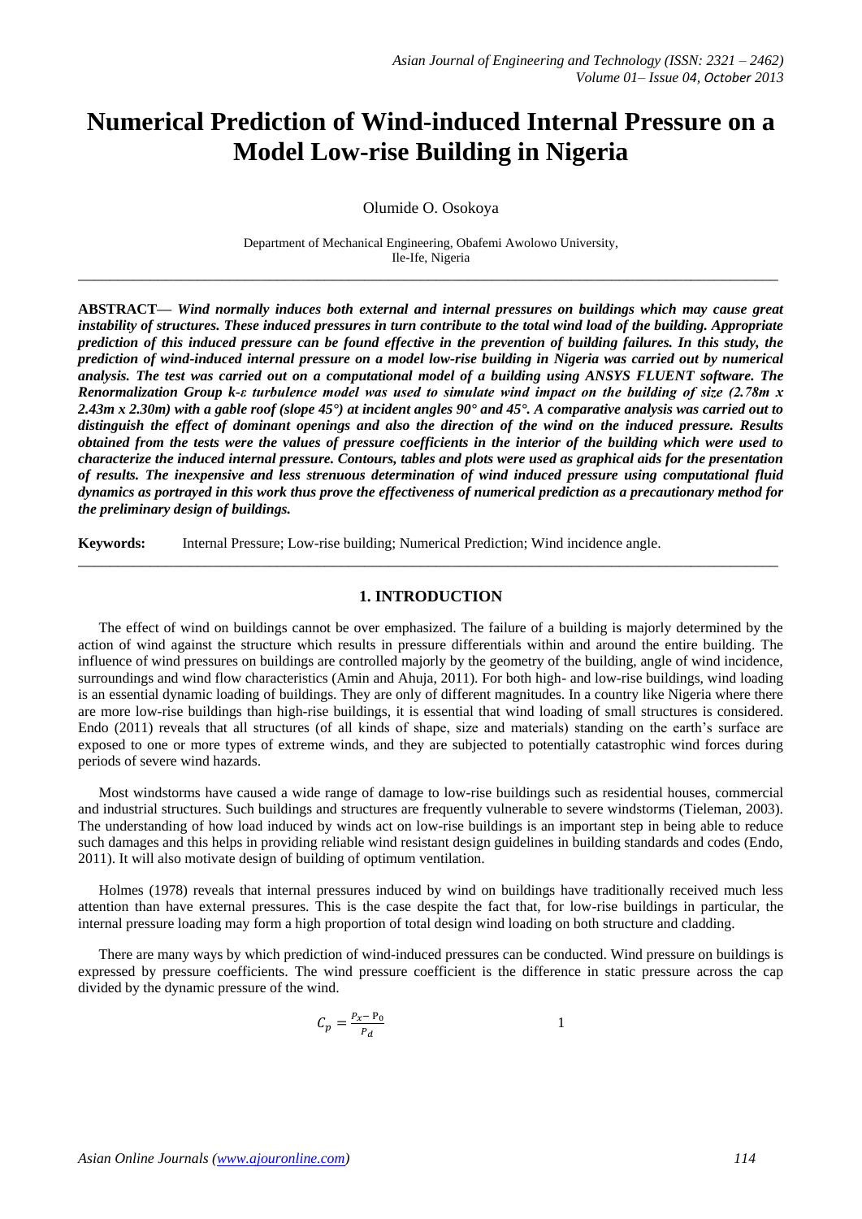# Numerical Prediction of Wind-induced Internal Pressure on a Model Low-rise Building in Nigeria

Olumide O. Osokoya

Department of Mechanical Engineering, Obafemi Awolowo University,
Ile-Ife, Nigeria

**ABSTRACT—** ***Wind normally induces both external and internal pressures on buildings which may cause great instability of structures. These induced pressures in turn contribute to the total wind load of the building. Appropriate prediction of this induced pressure can be found effective in the prevention of building failures. In this study, the prediction of wind-induced internal pressure on a model low-rise building in Nigeria was carried out by numerical analysis. The test was carried out on a computational model of a building using ANSYS FLUENT software. The Renormalization Group k-ε turbulence model was used to simulate wind impact on the building of size (2.78m x 2.43m x 2.30m) with a gable roof (slope 45°) at incident angles 90° and 45°. A comparative analysis was carried out to distinguish the effect of dominant openings and also the direction of the wind on the induced pressure. Results obtained from the tests were the values of pressure coefficients in the interior of the building which were used to characterize the induced internal pressure. Contours, tables and plots were used as graphical aids for the presentation of results. The inexpensive and less strenuous determination of wind induced pressure using computational fluid dynamics as portrayed in this work thus prove the effectiveness of numerical prediction as a precautionary method for the preliminary design of buildings.***

**Keywords:** Internal Pressure; Low-rise building; Numerical Prediction; Wind incidence angle.

## 1. INTRODUCTION

The effect of wind on buildings cannot be over emphasized. The failure of a building is majorly determined by the action of wind against the structure which results in pressure differentials within and around the entire building. The influence of wind pressures on buildings are controlled majorly by the geometry of the building, angle of wind incidence, surroundings and wind flow characteristics (Amin and Ahuja, 2011). For both high- and low-rise buildings, wind loading is an essential dynamic loading of buildings. They are only of different magnitudes. In a country like Nigeria where there are more low-rise buildings than high-rise buildings, it is essential that wind loading of small structures is considered. Endo (2011) reveals that all structures (of all kinds of shape, size and materials) standing on the earth's surface are exposed to one or more types of extreme winds, and they are subjected to potentially catastrophic wind forces during periods of severe wind hazards.

Most windstorms have caused a wide range of damage to low-rise buildings such as residential houses, commercial and industrial structures. Such buildings and structures are frequently vulnerable to severe windstorms (Tieleman, 2003). The understanding of how load induced by winds act on low-rise buildings is an important step in being able to reduce such damages and this helps in providing reliable wind resistant design guidelines in building standards and codes (Endo, 2011). It will also motivate design of building of optimum ventilation.

Holmes (1978) reveals that internal pressures induced by wind on buildings have traditionally received much less attention than have external pressures. This is the case despite the fact that, for low-rise buildings in particular, the internal pressure loading may form a high proportion of total design wind loading on both structure and cladding.

There are many ways by which prediction of wind-induced pressures can be conducted. Wind pressure on buildings is expressed by pressure coefficients. The wind pressure coefficient is the difference in static pressure across the cap divided by the dynamic pressure of the wind.

$$C_p = \frac{P_x - P_0}{P_d} \qquad 1$$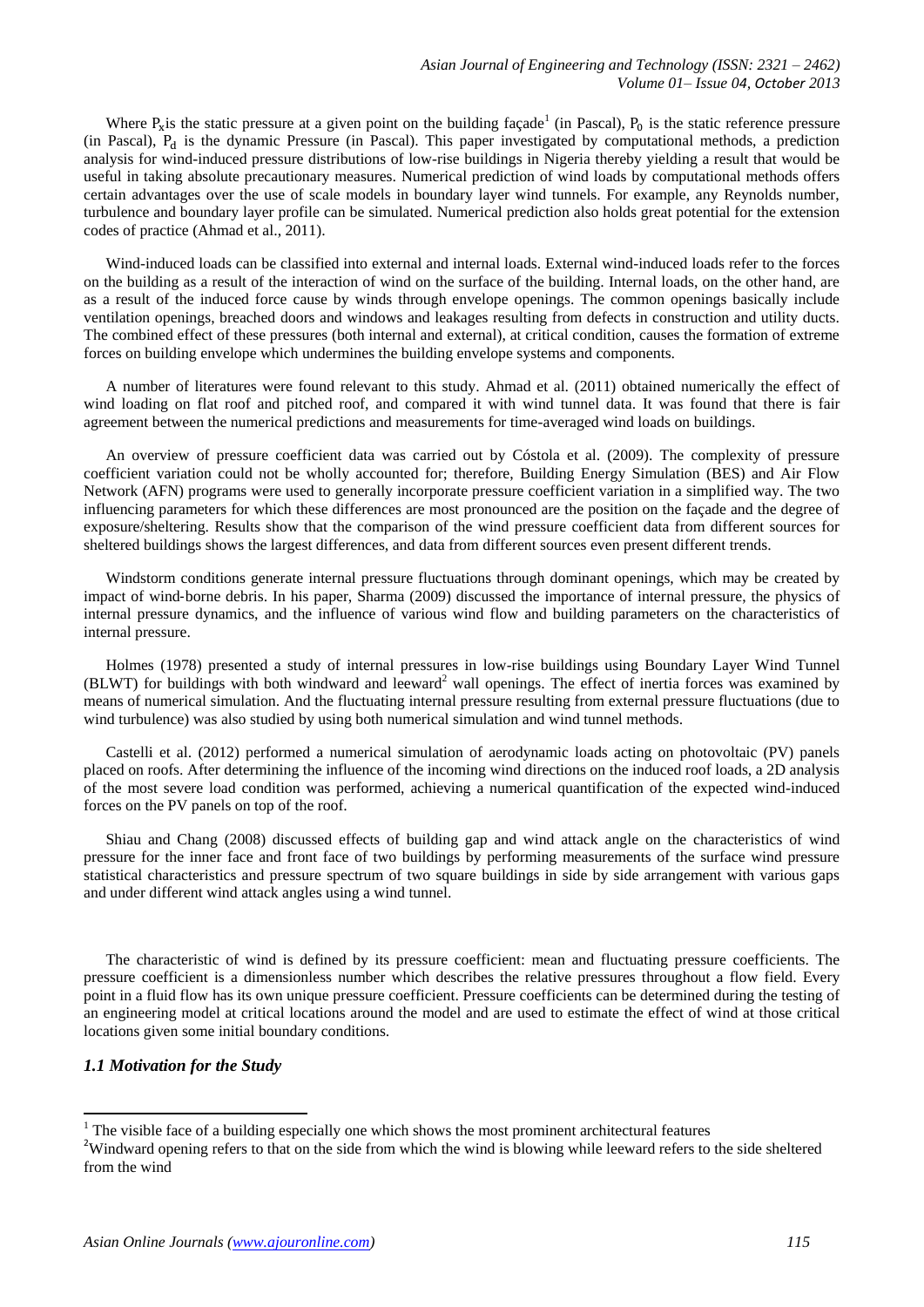Where $P_x$ is the static pressure at a given point on the building façade[1] (in Pascal), $P_0$ is the static reference pressure (in Pascal), $P_d$ is the dynamic Pressure (in Pascal). This paper investigated by computational methods, a prediction analysis for wind-induced pressure distributions of low-rise buildings in Nigeria thereby yielding a result that would be useful in taking absolute precautionary measures. Numerical prediction of wind loads by computational methods offers certain advantages over the use of scale models in boundary layer wind tunnels. For example, any Reynolds number, turbulence and boundary layer profile can be simulated. Numerical prediction also holds great potential for the extension codes of practice (Ahmad et al., 2011).

Wind-induced loads can be classified into external and internal loads. External wind-induced loads refer to the forces on the building as a result of the interaction of wind on the surface of the building. Internal loads, on the other hand, are as a result of the induced force cause by winds through envelope openings. The common openings basically include ventilation openings, breached doors and windows and leakages resulting from defects in construction and utility ducts. The combined effect of these pressures (both internal and external), at critical condition, causes the formation of extreme forces on building envelope which undermines the building envelope systems and components.

A number of literatures were found relevant to this study. Ahmad et al. (2011) obtained numerically the effect of wind loading on flat roof and pitched roof, and compared it with wind tunnel data. It was found that there is fair agreement between the numerical predictions and measurements for time-averaged wind loads on buildings.

An overview of pressure coefficient data was carried out by Cóstola et al. (2009). The complexity of pressure coefficient variation could not be wholly accounted for; therefore, Building Energy Simulation (BES) and Air Flow Network (AFN) programs were used to generally incorporate pressure coefficient variation in a simplified way. The two influencing parameters for which these differences are most pronounced are the position on the façade and the degree of exposure/sheltering. Results show that the comparison of the wind pressure coefficient data from different sources for sheltered buildings shows the largest differences, and data from different sources even present different trends.

Windstorm conditions generate internal pressure fluctuations through dominant openings, which may be created by impact of wind-borne debris. In his paper, Sharma (2009) discussed the importance of internal pressure, the physics of internal pressure dynamics, and the influence of various wind flow and building parameters on the characteristics of internal pressure.

Holmes (1978) presented a study of internal pressures in low-rise buildings using Boundary Layer Wind Tunnel (BLWT) for buildings with both windward and leeward[2] wall openings. The effect of inertia forces was examined by means of numerical simulation. And the fluctuating internal pressure resulting from external pressure fluctuations (due to wind turbulence) was also studied by using both numerical simulation and wind tunnel methods.

Castelli et al. (2012) performed a numerical simulation of aerodynamic loads acting on photovoltaic (PV) panels placed on roofs. After determining the influence of the incoming wind directions on the induced roof loads, a 2D analysis of the most severe load condition was performed, achieving a numerical quantification of the expected wind-induced forces on the PV panels on top of the roof.

Shiau and Chang (2008) discussed effects of building gap and wind attack angle on the characteristics of wind pressure for the inner face and front face of two buildings by performing measurements of the surface wind pressure statistical characteristics and pressure spectrum of two square buildings in side by side arrangement with various gaps and under different wind attack angles using a wind tunnel.

The characteristic of wind is defined by its pressure coefficient: mean and fluctuating pressure coefficients. The pressure coefficient is a dimensionless number which describes the relative pressures throughout a flow field. Every point in a fluid flow has its own unique pressure coefficient. Pressure coefficients can be determined during the testing of an engineering model at critical locations around the model and are used to estimate the effect of wind at those critical locations given some initial boundary conditions.

### *1.1 Motivation for the Study*

[1] The visible face of a building especially one which shows the most prominent architectural features

[2] Windward opening refers to that on the side from which the wind is blowing while leeward refers to the side sheltered from the wind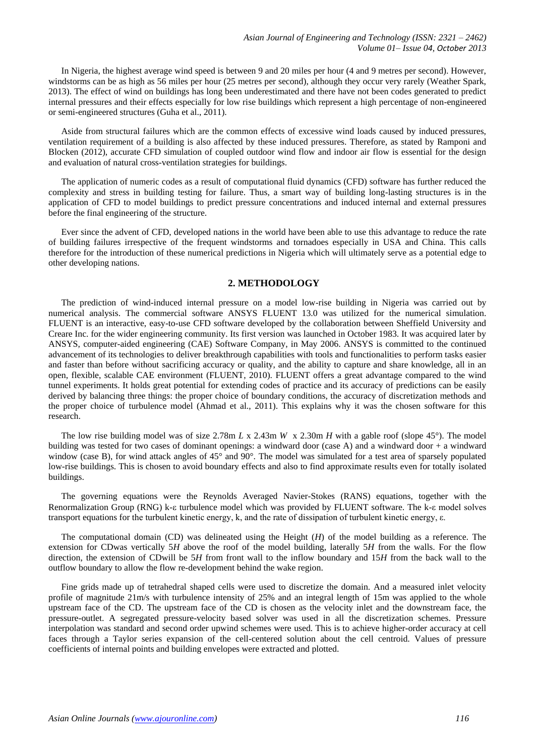In Nigeria, the highest average wind speed is between 9 and 20 miles per hour (4 and 9 metres per second). However, windstorms can be as high as 56 miles per hour (25 metres per second), although they occur very rarely (Weather Spark, 2013). The effect of wind on buildings has long been underestimated and there have not been codes generated to predict internal pressures and their effects especially for low rise buildings which represent a high percentage of non-engineered or semi-engineered structures (Guha et al., 2011).

Aside from structural failures which are the common effects of excessive wind loads caused by induced pressures, ventilation requirement of a building is also affected by these induced pressures. Therefore, as stated by Ramponi and Blocken (2012), accurate CFD simulation of coupled outdoor wind flow and indoor air flow is essential for the design and evaluation of natural cross-ventilation strategies for buildings.

The application of numeric codes as a result of computational fluid dynamics (CFD) software has further reduced the complexity and stress in building testing for failure. Thus, a smart way of building long-lasting structures is in the application of CFD to model buildings to predict pressure concentrations and induced internal and external pressures before the final engineering of the structure.

Ever since the advent of CFD, developed nations in the world have been able to use this advantage to reduce the rate of building failures irrespective of the frequent windstorms and tornadoes especially in USA and China. This calls therefore for the introduction of these numerical predictions in Nigeria which will ultimately serve as a potential edge to other developing nations.

## 2. METHODOLOGY

The prediction of wind-induced internal pressure on a model low-rise building in Nigeria was carried out by numerical analysis. The commercial software ANSYS FLUENT 13.0 was utilized for the numerical simulation. FLUENT is an interactive, easy-to-use CFD software developed by the collaboration between Sheffield University and Creare Inc. for the wider engineering community. Its first version was launched in October 1983. It was acquired later by ANSYS, computer-aided engineering (CAE) Software Company, in May 2006. ANSYS is committed to the continued advancement of its technologies to deliver breakthrough capabilities with tools and functionalities to perform tasks easier and faster than before without sacrificing accuracy or quality, and the ability to capture and share knowledge, all in an open, flexible, scalable CAE environment (FLUENT, 2010). FLUENT offers a great advantage compared to the wind tunnel experiments. It holds great potential for extending codes of practice and its accuracy of predictions can be easily derived by balancing three things: the proper choice of boundary conditions, the accuracy of discretization methods and the proper choice of turbulence model (Ahmad et al., 2011). This explains why it was the chosen software for this research.

The low rise building model was of size 2.78m $L$ x 2.43m $W$ x 2.30m $H$ with a gable roof (slope 45°). The model building was tested for two cases of dominant openings: a windward door (case A) and a windward door + a windward window (case B), for wind attack angles of 45° and 90°. The model was simulated for a test area of sparsely populated low-rise buildings. This is chosen to avoid boundary effects and also to find approximate results even for totally isolated buildings.

The governing equations were the Reynolds Averaged Navier-Stokes (RANS) equations, together with the Renormalization Group (RNG) k-$\varepsilon$ turbulence model which was provided by FLUENT software. The k-$\varepsilon$ model solves transport equations for the turbulent kinetic energy, k, and the rate of dissipation of turbulent kinetic energy, $\varepsilon$.

The computational domain (CD) was delineated using the Height ($H$) of the model building as a reference. The extension for CDwas vertically 5$H$ above the roof of the model building, laterally 5$H$ from the walls. For the flow direction, the extension of CDwill be 5$H$ from front wall to the inflow boundary and 15$H$ from the back wall to the outflow boundary to allow the flow re-development behind the wake region.

Fine grids made up of tetrahedral shaped cells were used to discretize the domain. And a measured inlet velocity profile of magnitude 21m/s with turbulence intensity of 25% and an integral length of 15m was applied to the whole upstream face of the CD. The upstream face of the CD is chosen as the velocity inlet and the downstream face, the pressure-outlet. A segregated pressure-velocity based solver was used in all the discretization schemes. Pressure interpolation was standard and second order upwind schemes were used. This is to achieve higher-order accuracy at cell faces through a Taylor series expansion of the cell-centered solution about the cell centroid. Values of pressure coefficients of internal points and building envelopes were extracted and plotted.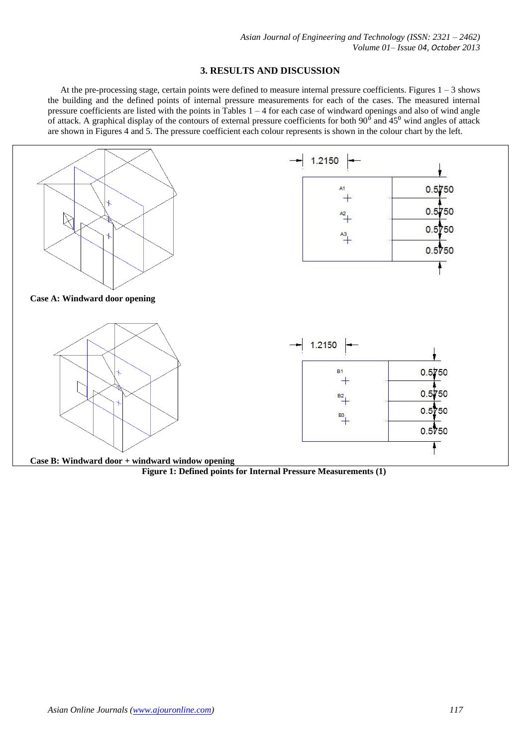## 3. RESULTS AND DISCUSSION

At the pre-processing stage, certain points were defined to measure internal pressure coefficients. Figures 1 – 3 shows the building and the defined points of internal pressure measurements for each of the cases. The measured internal pressure coefficients are listed with the points in Tables 1 – 4 for each case of windward openings and also of wind angle of attack. A graphical display of the contours of external pressure coefficients for both $90^0$ and $45^0$ wind angles of attack are shown in Figures 4 and 5. The pressure coefficient each colour represents is shown in the colour chart by the left.

**Case A: Windward door opening**

**Case B: Windward door + windward window opening**

**Figure 1: Defined points for Internal Pressure Measurements (1)**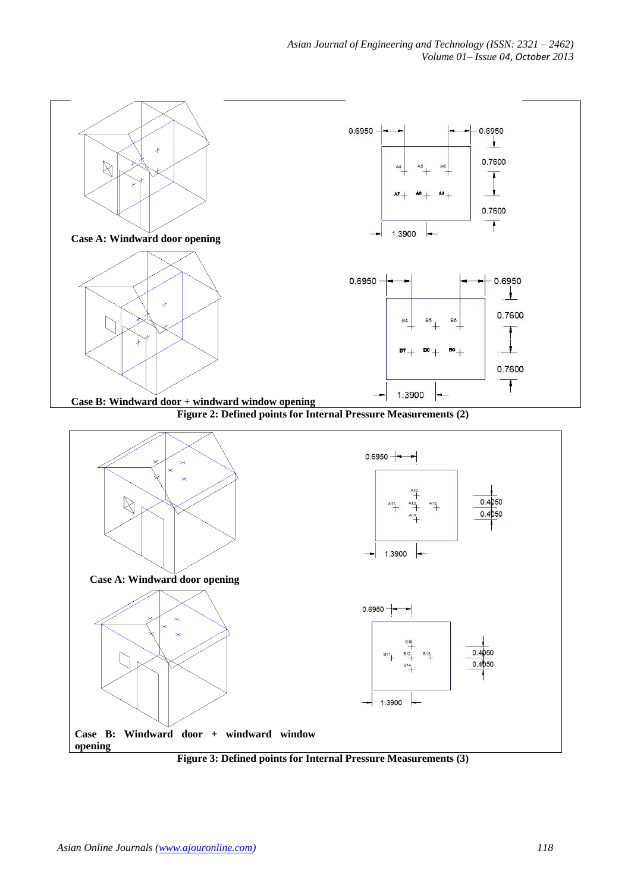Case A: Windward door opening

Case B: Windward door + windward window opening

**Figure 2: Defined points for Internal Pressure Measurements (2)**

Case A: Windward door opening

Case B: Windward door + windward window opening

**Figure 3: Defined points for Internal Pressure Measurements (3)**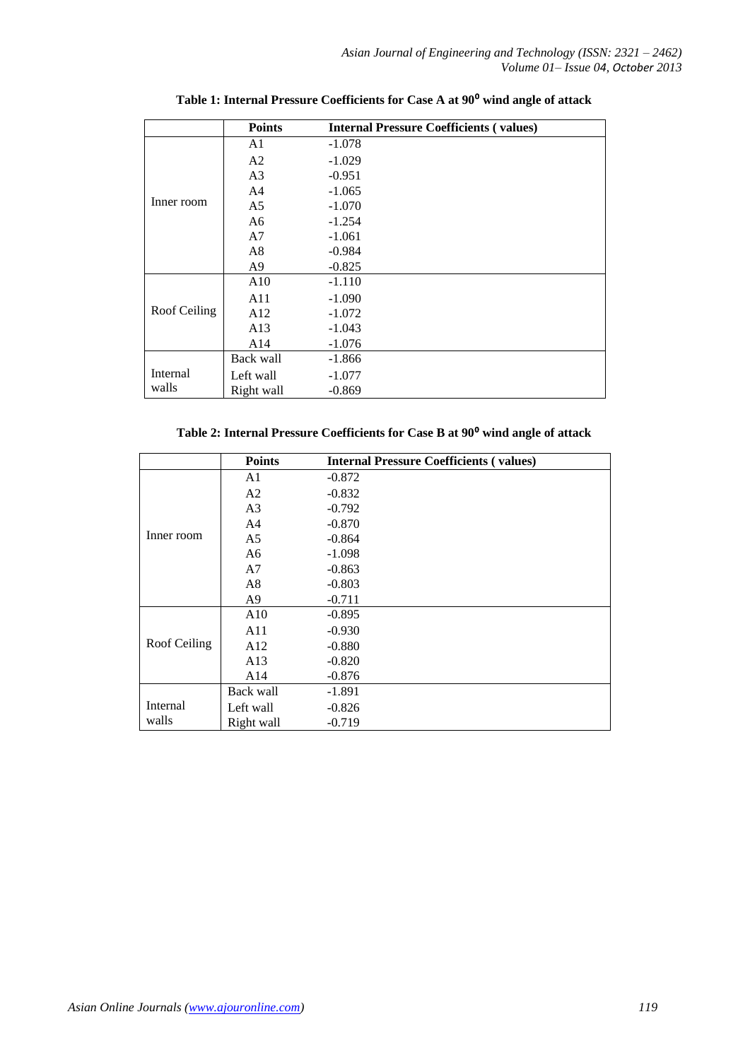**Table 1: Internal Pressure Coefficients for Case A at $90^0$ wind angle of attack**

| | Points | Internal Pressure Coefficients ( values) |
|---|---|---|
| Inner room | A1 | -1.078 |
| | A2 | -1.029 |
| | A3 | -0.951 |
| | A4 | -1.065 |
| | A5 | -1.070 |
| | A6 | -1.254 |
| | A7 | -1.061 |
| | A8 | -0.984 |
| | A9 | -0.825 |
| Roof Ceiling | A10 | -1.110 |
| | A11 | -1.090 |
| | A12 | -1.072 |
| | A13 | -1.043 |
| | A14 | -1.076 |
| Internal walls | Back wall | -1.866 |
| | Left wall | -1.077 |
| | Right wall | -0.869 |

**Table 2: Internal Pressure Coefficients for Case B at $90^0$ wind angle of attack**

| | Points | Internal Pressure Coefficients ( values) |
|---|---|---|
| Inner room | A1 | -0.872 |
| | A2 | -0.832 |
| | A3 | -0.792 |
| | A4 | -0.870 |
| | A5 | -0.864 |
| | A6 | -1.098 |
| | A7 | -0.863 |
| | A8 | -0.803 |
| | A9 | -0.711 |
| Roof Ceiling | A10 | -0.895 |
| | A11 | -0.930 |
| | A12 | -0.880 |
| | A13 | -0.820 |
| | A14 | -0.876 |
| Internal walls | Back wall | -1.891 |
| | Left wall | -0.826 |
| | Right wall | -0.719 |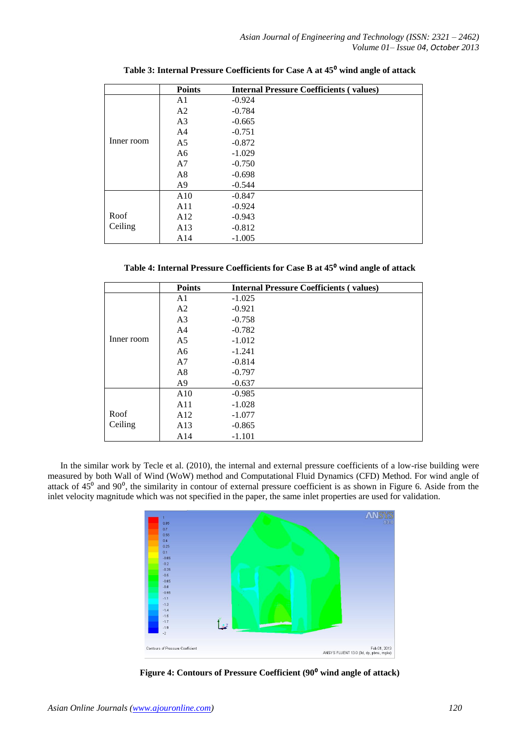**Table 3: Internal Pressure Coefficients for Case A at $45^0$ wind angle of attack**

| | Points | Internal Pressure Coefficients ( values) |
|---|---|---|
| Inner room | A1 | -0.924 |
| | A2 | -0.784 |
| | A3 | -0.665 |
| | A4 | -0.751 |
| | A5 | -0.872 |
| | A6 | -1.029 |
| | A7 | -0.750 |
| | A8 | -0.698 |
| | A9 | -0.544 |
| Roof Ceiling | A10 | -0.847 |
| | A11 | -0.924 |
| | A12 | -0.943 |
| | A13 | -0.812 |
| | A14 | -1.005 |

**Table 4: Internal Pressure Coefficients for Case B at $45^0$ wind angle of attack**

| | Points | Internal Pressure Coefficients ( values) |
|---|---|---|
| Inner room | A1 | -1.025 |
| | A2 | -0.921 |
| | A3 | -0.758 |
| | A4 | -0.782 |
| | A5 | -1.012 |
| | A6 | -1.241 |
| | A7 | -0.814 |
| | A8 | -0.797 |
| | A9 | -0.637 |
| Roof Ceiling | A10 | -0.985 |
| | A11 | -1.028 |
| | A12 | -1.077 |
| | A13 | -0.865 |
| | A14 | -1.101 |

In the similar work by Tecle et al. (2010), the internal and external pressure coefficients of a low-rise building were measured by both Wall of Wind (WoW) method and Computational Fluid Dynamics (CFD) Method. For wind angle of attack of $45^0$ and $90^0$, the similarity in contour of external pressure coefficient is as shown in Figure 6. Aside from the inlet velocity magnitude which was not specified in the paper, the same inlet properties are used for validation.

**Figure 4: Contours of Pressure Coefficient ($90^0$ wind angle of attack)**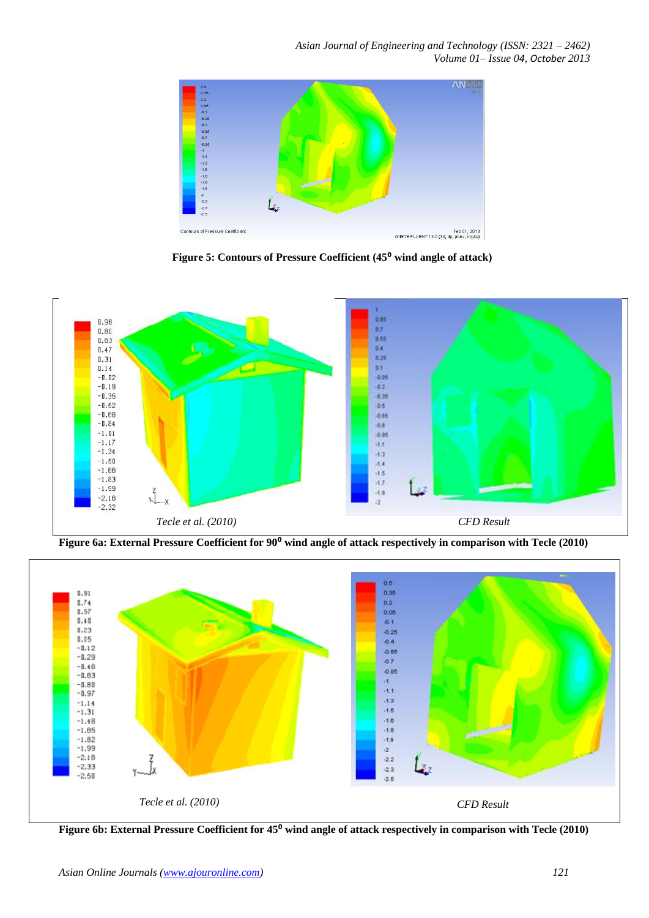Figure 5: Contours of Pressure Coefficient ($45^0$ wind angle of attack)

Tecle et al. (2010)

CFD Result

Figure 6a: External Pressure Coefficient for $90^0$ wind angle of attack respectively in comparison with Tecle (2010)

Tecle et al. (2010)

CFD Result

Figure 6b: External Pressure Coefficient for $45^0$ wind angle of attack respectively in comparison with Tecle (2010)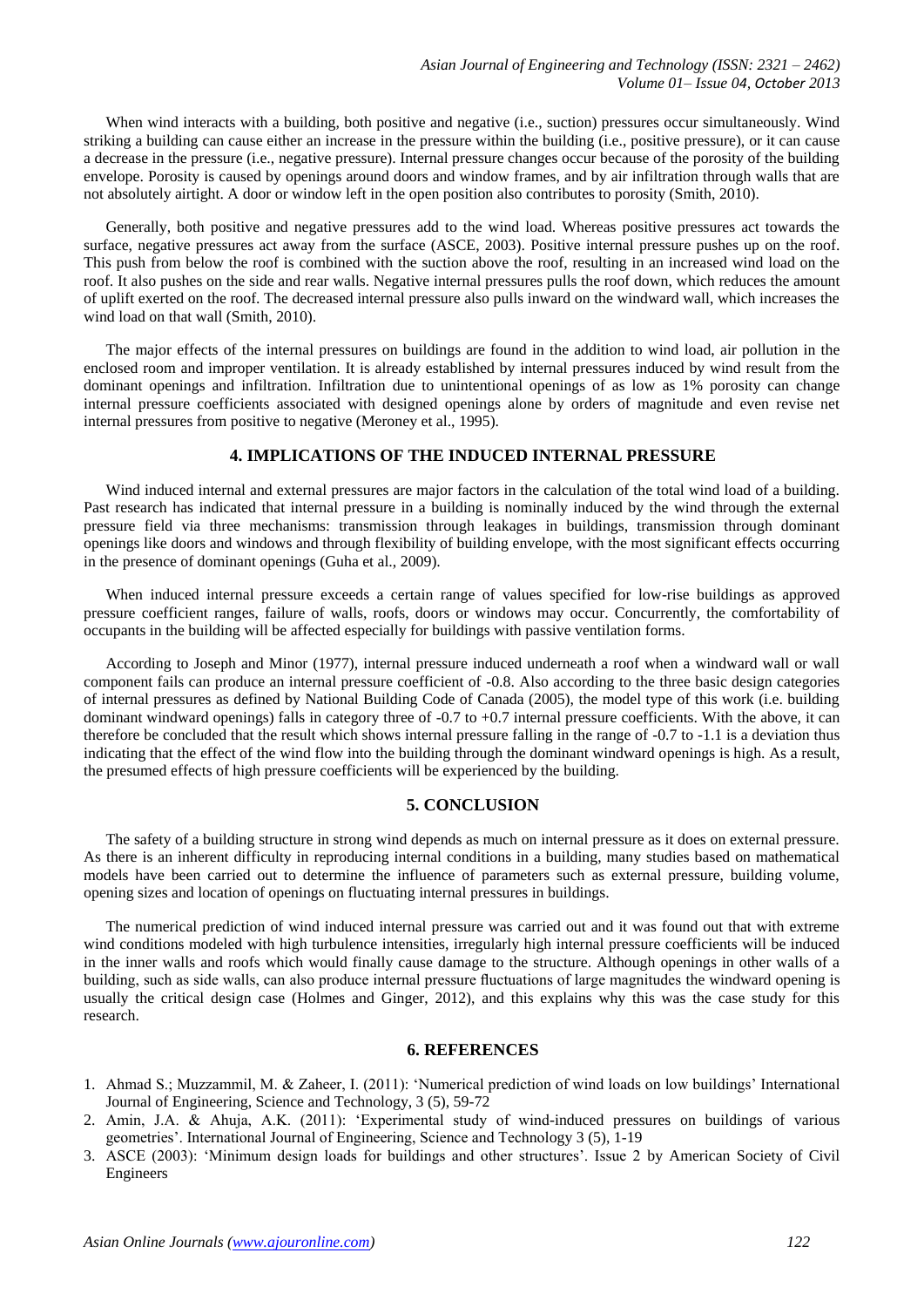When wind interacts with a building, both positive and negative (i.e., suction) pressures occur simultaneously. Wind striking a building can cause either an increase in the pressure within the building (i.e., positive pressure), or it can cause a decrease in the pressure (i.e., negative pressure). Internal pressure changes occur because of the porosity of the building envelope. Porosity is caused by openings around doors and window frames, and by air infiltration through walls that are not absolutely airtight. A door or window left in the open position also contributes to porosity (Smith, 2010).

Generally, both positive and negative pressures add to the wind load. Whereas positive pressures act towards the surface, negative pressures act away from the surface (ASCE, 2003). Positive internal pressure pushes up on the roof. This push from below the roof is combined with the suction above the roof, resulting in an increased wind load on the roof. It also pushes on the side and rear walls. Negative internal pressures pulls the roof down, which reduces the amount of uplift exerted on the roof. The decreased internal pressure also pulls inward on the windward wall, which increases the wind load on that wall (Smith, 2010).

The major effects of the internal pressures on buildings are found in the addition to wind load, air pollution in the enclosed room and improper ventilation. It is already established by internal pressures induced by wind result from the dominant openings and infiltration. Infiltration due to unintentional openings of as low as 1% porosity can change internal pressure coefficients associated with designed openings alone by orders of magnitude and even revise net internal pressures from positive to negative (Meroney et al., 1995).

## 4. IMPLICATIONS OF THE INDUCED INTERNAL PRESSURE

Wind induced internal and external pressures are major factors in the calculation of the total wind load of a building. Past research has indicated that internal pressure in a building is nominally induced by the wind through the external pressure field via three mechanisms: transmission through leakages in buildings, transmission through dominant openings like doors and windows and through flexibility of building envelope, with the most significant effects occurring in the presence of dominant openings (Guha et al., 2009).

When induced internal pressure exceeds a certain range of values specified for low-rise buildings as approved pressure coefficient ranges, failure of walls, roofs, doors or windows may occur. Concurrently, the comfortability of occupants in the building will be affected especially for buildings with passive ventilation forms.

According to Joseph and Minor (1977), internal pressure induced underneath a roof when a windward wall or wall component fails can produce an internal pressure coefficient of -0.8. Also according to the three basic design categories of internal pressures as defined by National Building Code of Canada (2005), the model type of this work (i.e. building dominant windward openings) falls in category three of -0.7 to +0.7 internal pressure coefficients. With the above, it can therefore be concluded that the result which shows internal pressure falling in the range of -0.7 to -1.1 is a deviation thus indicating that the effect of the wind flow into the building through the dominant windward openings is high. As a result, the presumed effects of high pressure coefficients will be experienced by the building.

## 5. CONCLUSION

The safety of a building structure in strong wind depends as much on internal pressure as it does on external pressure. As there is an inherent difficulty in reproducing internal conditions in a building, many studies based on mathematical models have been carried out to determine the influence of parameters such as external pressure, building volume, opening sizes and location of openings on fluctuating internal pressures in buildings.

The numerical prediction of wind induced internal pressure was carried out and it was found out that with extreme wind conditions modeled with high turbulence intensities, irregularly high internal pressure coefficients will be induced in the inner walls and roofs which would finally cause damage to the structure. Although openings in other walls of a building, such as side walls, can also produce internal pressure fluctuations of large magnitudes the windward opening is usually the critical design case (Holmes and Ginger, 2012), and this explains why this was the case study for this research.

## 6. REFERENCES

1. Ahmad S.; Muzzammil, M. & Zaheer, I. (2011): 'Numerical prediction of wind loads on low buildings' International Journal of Engineering, Science and Technology, 3 (5), 59-72
2. Amin, J.A. & Ahuja, A.K. (2011): 'Experimental study of wind-induced pressures on buildings of various geometries'. International Journal of Engineering, Science and Technology 3 (5), 1-19
3. ASCE (2003): 'Minimum design loads for buildings and other structures'. Issue 2 by American Society of Civil Engineers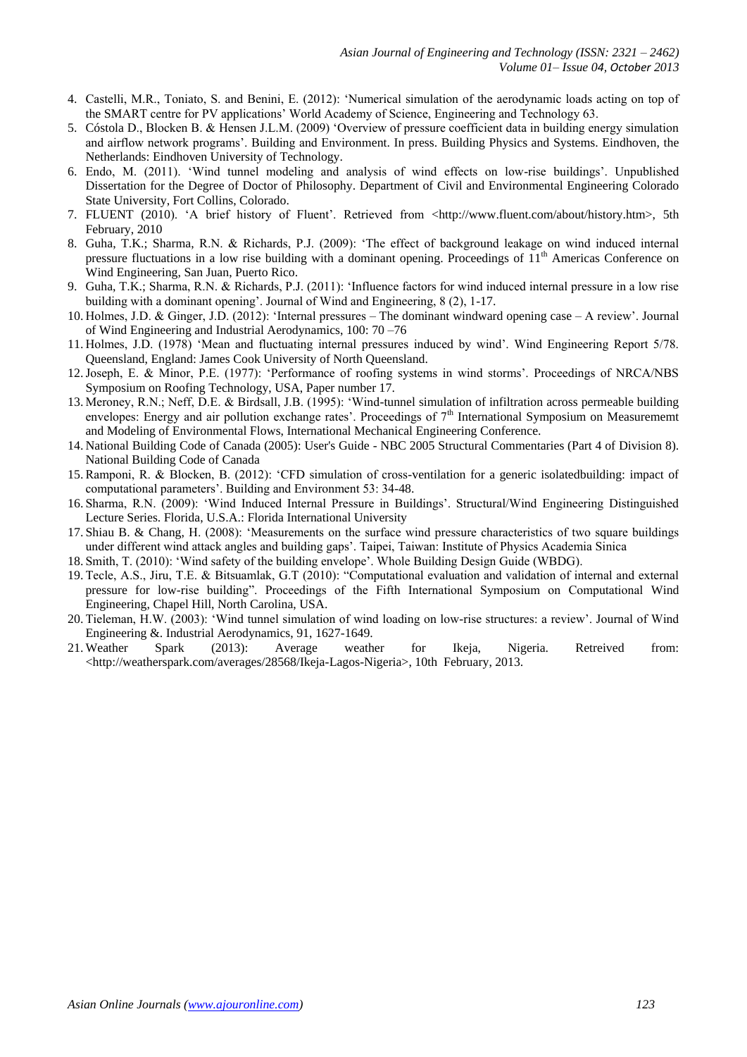4. Castelli, M.R., Toniato, S. and Benini, E. (2012): 'Numerical simulation of the aerodynamic loads acting on top of the SMART centre for PV applications' World Academy of Science, Engineering and Technology 63.
5. Cóstola D., Blocken B. & Hensen J.L.M. (2009) 'Overview of pressure coefficient data in building energy simulation and airflow network programs'. Building and Environment. In press. Building Physics and Systems. Eindhoven, the Netherlands: Eindhoven University of Technology.
6. Endo, M. (2011). 'Wind tunnel modeling and analysis of wind effects on low-rise buildings'. Unpublished Dissertation for the Degree of Doctor of Philosophy. Department of Civil and Environmental Engineering Colorado State University, Fort Collins, Colorado.
7. FLUENT (2010). 'A brief history of Fluent'. Retrieved from <http://www.fluent.com/about/history.htm>, 5th February, 2010
8. Guha, T.K.; Sharma, R.N. & Richards, P.J. (2009): 'The effect of background leakage on wind induced internal pressure fluctuations in a low rise building with a dominant opening. Proceedings of 11th Americas Conference on Wind Engineering, San Juan, Puerto Rico.
9. Guha, T.K.; Sharma, R.N. & Richards, P.J. (2011): 'Influence factors for wind induced internal pressure in a low rise building with a dominant opening'. Journal of Wind and Engineering, 8 (2), 1-17.
10. Holmes, J.D. & Ginger, J.D. (2012): 'Internal pressures – The dominant windward opening case – A review'. Journal of Wind Engineering and Industrial Aerodynamics, 100: 70 –76
11. Holmes, J.D. (1978) 'Mean and fluctuating internal pressures induced by wind'. Wind Engineering Report 5/78. Queensland, England: James Cook University of North Queensland.
12. Joseph, E. & Minor, P.E. (1977): 'Performance of roofing systems in wind storms'. Proceedings of NRCA/NBS Symposium on Roofing Technology, USA, Paper number 17.
13. Meroney, R.N.; Neff, D.E. & Birdsall, J.B. (1995): 'Wind-tunnel simulation of infiltration across permeable building envelopes: Energy and air pollution exchange rates'. Proceedings of 7th International Symposium on Measurememt and Modeling of Environmental Flows, International Mechanical Engineering Conference.
14. National Building Code of Canada (2005): User's Guide - NBC 2005 Structural Commentaries (Part 4 of Division 8). National Building Code of Canada
15. Ramponi, R. & Blocken, B. (2012): 'CFD simulation of cross-ventilation for a generic isolatedbuilding: impact of computational parameters'. Building and Environment 53: 34-48.
16. Sharma, R.N. (2009): 'Wind Induced Internal Pressure in Buildings'. Structural/Wind Engineering Distinguished Lecture Series. Florida, U.S.A.: Florida International University
17. Shiau B. & Chang, H. (2008): 'Measurements on the surface wind pressure characteristics of two square buildings under different wind attack angles and building gaps'. Taipei, Taiwan: Institute of Physics Academia Sinica
18. Smith, T. (2010): 'Wind safety of the building envelope'. Whole Building Design Guide (WBDG).
19. Tecle, A.S., Jiru, T.E. & Bitsuamlak, G.T (2010): "Computational evaluation and validation of internal and external pressure for low-rise building". Proceedings of the Fifth International Symposium on Computational Wind Engineering, Chapel Hill, North Carolina, USA.
20. Tieleman, H.W. (2003): 'Wind tunnel simulation of wind loading on low-rise structures: a review'. Journal of Wind Engineering &. Industrial Aerodynamics, 91, 1627-1649.
21. Weather Spark (2013): Average weather for Ikeja, Nigeria. Retreived from: <http://weatherspark.com/averages/28568/Ikeja-Lagos-Nigeria>, 10th February, 2013.